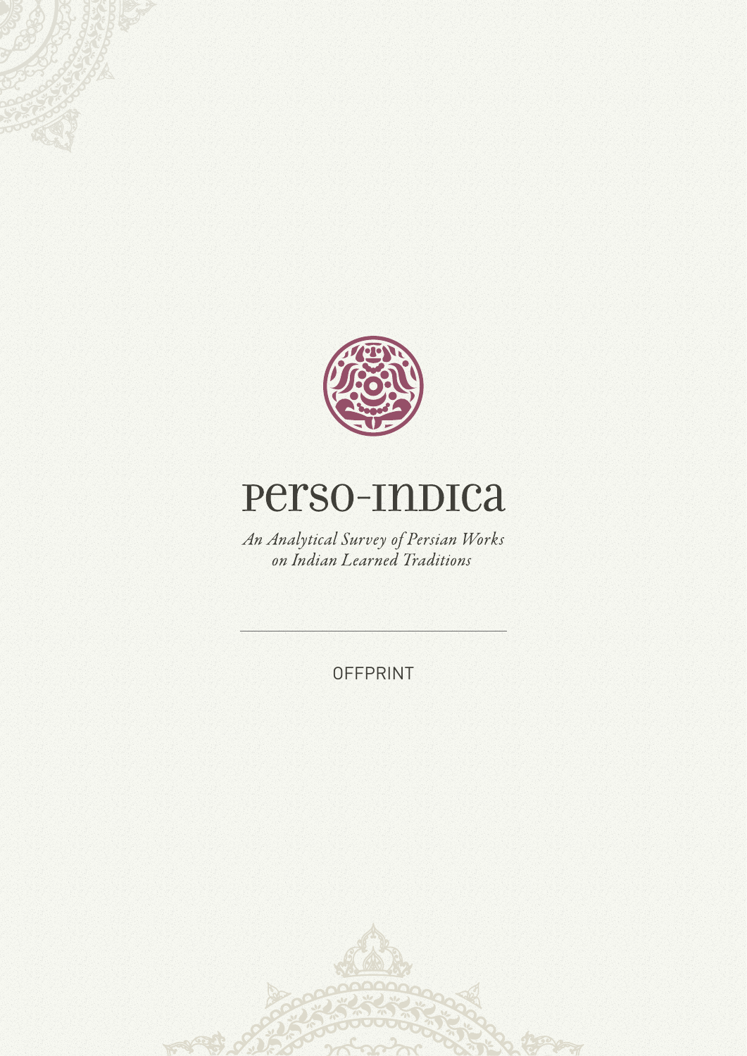# Perso-Indica

*An Analytical Survey of Persian Works on Indian Learned Traditions*

OFFPRINT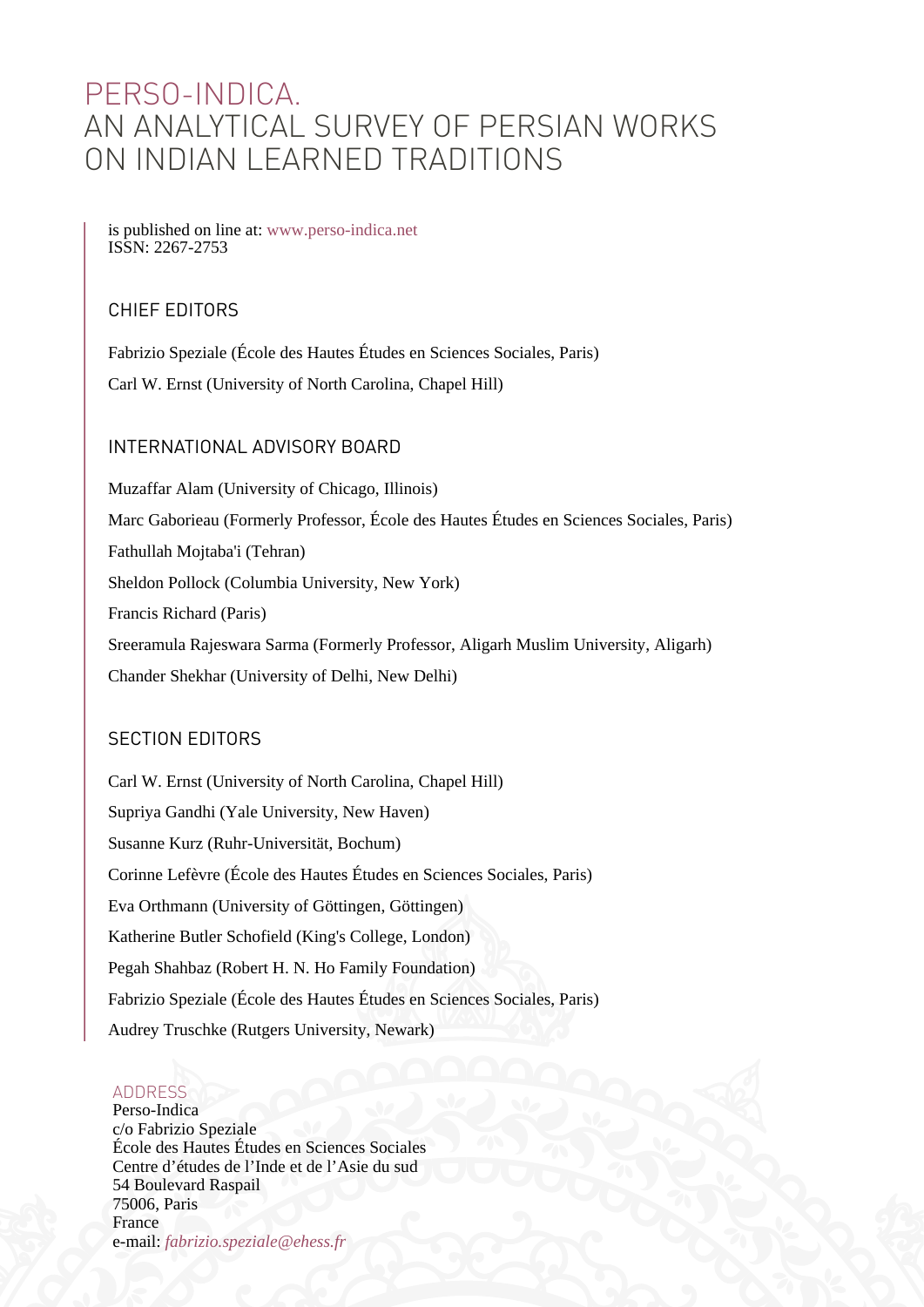# PERSO-INDICA.
# AN ANALYTICAL SURVEY OF PERSIAN WORKS ON INDIAN LEARNED TRADITIONS

is published on line at: www.perso-indica.net
ISSN: 2267-2753

## CHIEF EDITORS

Fabrizio Speziale (École des Hautes Études en Sciences Sociales, Paris)

Carl W. Ernst (University of North Carolina, Chapel Hill)

## INTERNATIONAL ADVISORY BOARD

Muzaffar Alam (University of Chicago, Illinois)

Marc Gaborieau (Formerly Professor, École des Hautes Études en Sciences Sociales, Paris)

Fathullah Mojtaba'i (Tehran)

Sheldon Pollock (Columbia University, New York)

Francis Richard (Paris)

Sreeramula Rajeswara Sarma (Formerly Professor, Aligarh Muslim University, Aligarh)

Chander Shekhar (University of Delhi, New Delhi)

## SECTION EDITORS

Carl W. Ernst (University of North Carolina, Chapel Hill)

Supriya Gandhi (Yale University, New Haven)

Susanne Kurz (Ruhr-Universität, Bochum)

Corinne Lefèvre (École des Hautes Études en Sciences Sociales, Paris)

Eva Orthmann (University of Göttingen, Göttingen)

Katherine Butler Schofield (King's College, London)

Pegah Shahbaz (Robert H. N. Ho Family Foundation)

Fabrizio Speziale (École des Hautes Études en Sciences Sociales, Paris)

Audrey Truschke (Rutgers University, Newark)

## ADDRESS

Perso-Indica
c/o Fabrizio Speziale
École des Hautes Études en Sciences Sociales
Centre d'études de l'Inde et de l'Asie du sud
54 Boulevard Raspail
75006, Paris
France
e-mail: *fabrizio.speziale@ehess.fr*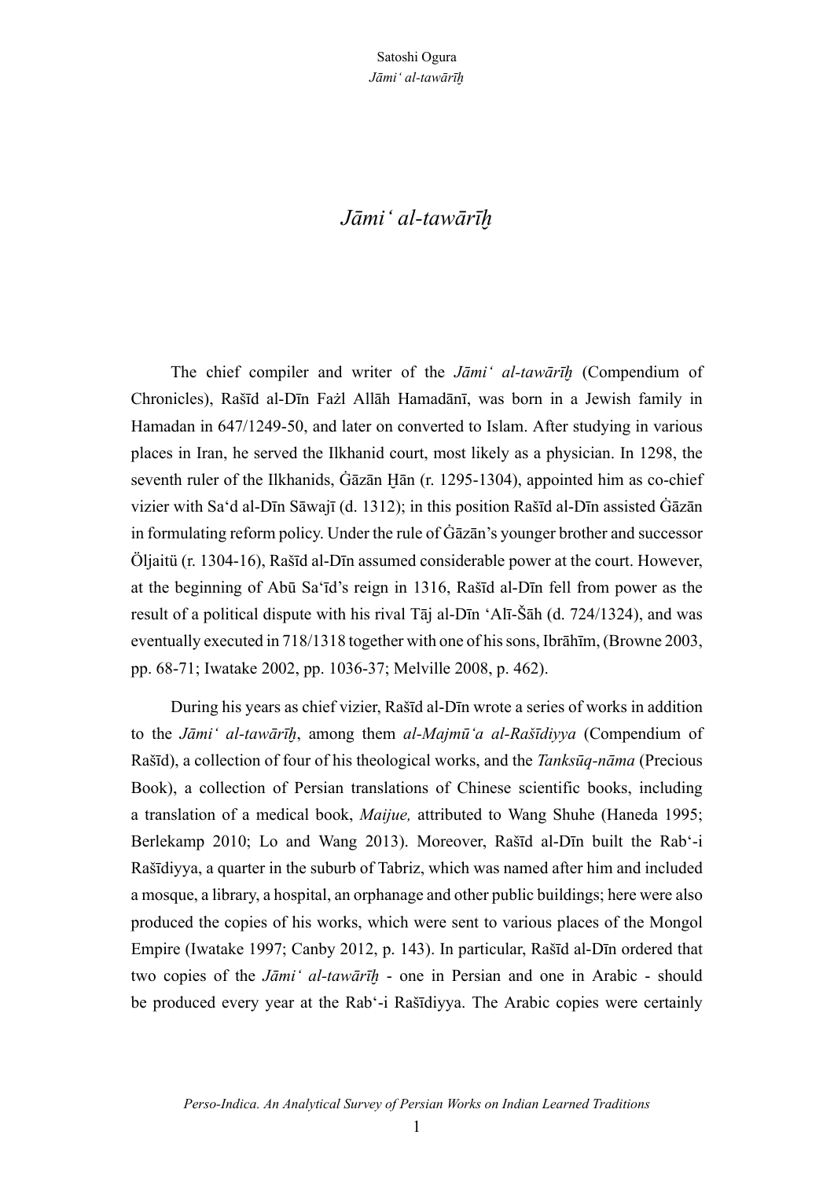# *Jāmi' al-tawārīḫ*

The chief compiler and writer of the *Jāmi' al-tawārīḫ* (Compendium of Chronicles), Rašīd al-Dīn Fażl Allāh Hamadānī, was born in a Jewish family in Hamadan in 647/1249-50, and later on converted to Islam. After studying in various places in Iran, he served the Ilkhanid court, most likely as a physician. In 1298, the seventh ruler of the Ilkhanids, Ġāzān Ḫān (r. 1295-1304), appointed him as co-chief vizier with Sa'd al-Dīn Sāwajī (d. 1312); in this position Rašīd al-Dīn assisted Ġāzān in formulating reform policy. Under the rule of Ġāzān's younger brother and successor Öljaitü (r. 1304-16), Rašīd al-Dīn assumed considerable power at the court. However, at the beginning of Abū Sa'īd's reign in 1316, Rašīd al-Dīn fell from power as the result of a political dispute with his rival Tāj al-Dīn 'Alī-Šāh (d. 724/1324), and was eventually executed in 718/1318 together with one of his sons, Ibrāhīm, (Browne 2003, pp. 68-71; Iwatake 2002, pp. 1036-37; Melville 2008, p. 462).

During his years as chief vizier, Rašīd al-Dīn wrote a series of works in addition to the *Jāmi' al-tawārīḫ*, among them *al-Majmū'a al-Rašīdiyya* (Compendium of Rašīd), a collection of four of his theological works, and the *Tanksūq-nāma* (Precious Book), a collection of Persian translations of Chinese scientific books, including a translation of a medical book, *Maijue,* attributed to Wang Shuhe (Haneda 1995; Berlekamp 2010; Lo and Wang 2013). Moreover, Rašīd al-Dīn built the Rab'-i Rašīdiyya, a quarter in the suburb of Tabriz, which was named after him and included a mosque, a library, a hospital, an orphanage and other public buildings; here were also produced the copies of his works, which were sent to various places of the Mongol Empire (Iwatake 1997; Canby 2012, p. 143). In particular, Rašīd al-Dīn ordered that two copies of the *Jāmi' al-tawārīḫ* - one in Persian and one in Arabic - should be produced every year at the Rab'-i Rašīdiyya. The Arabic copies were certainly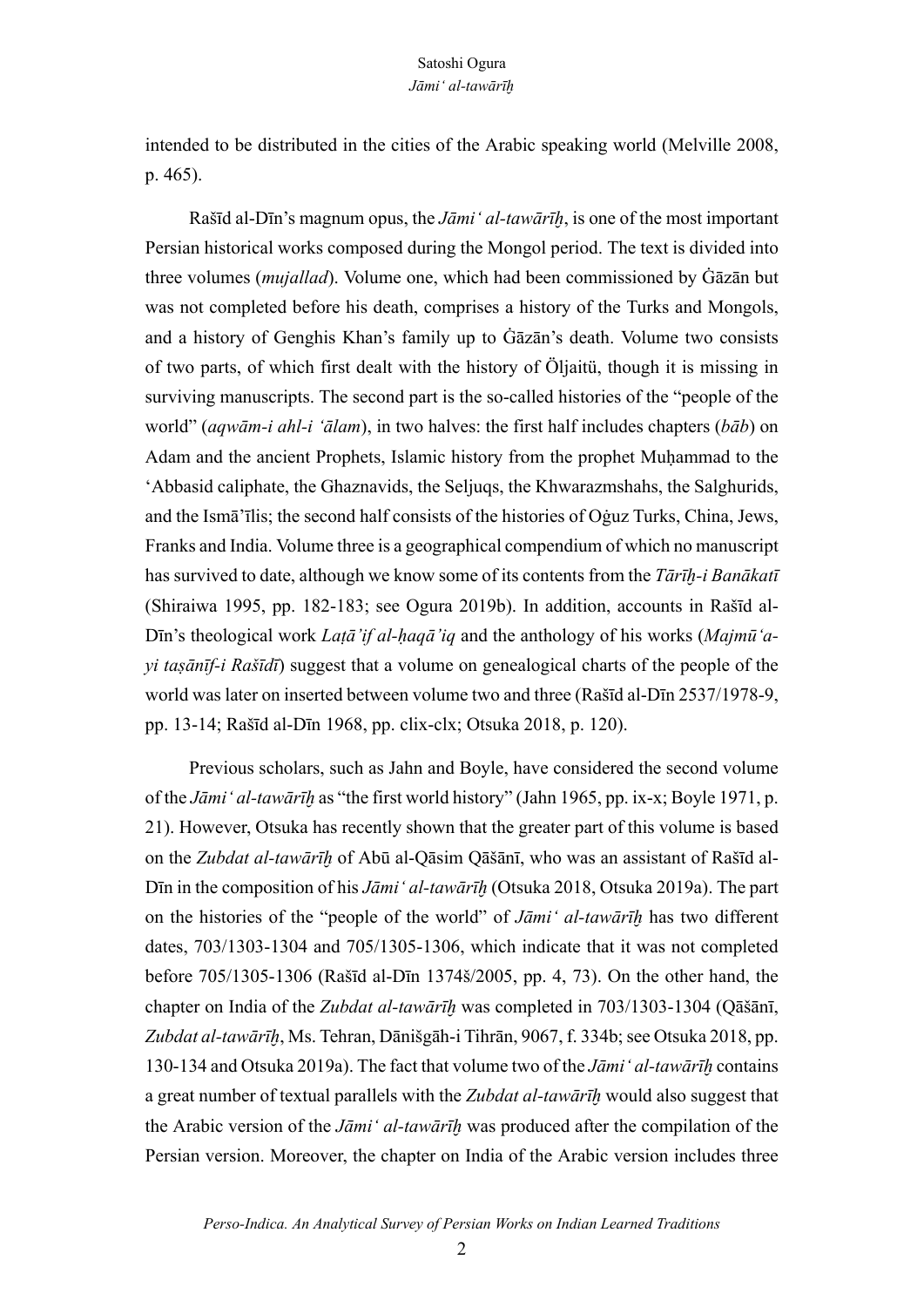intended to be distributed in the cities of the Arabic speaking world (Melville 2008, p. 465).

Rašīd al-Dīn's magnum opus, the *Jāmi' al-tawārīḫ*, is one of the most important Persian historical works composed during the Mongol period. The text is divided into three volumes (*mujallad*). Volume one, which had been commissioned by Ġāzān but was not completed before his death, comprises a history of the Turks and Mongols, and a history of Genghis Khan's family up to Ġāzān's death. Volume two consists of two parts, of which first dealt with the history of Öljaitü, though it is missing in surviving manuscripts. The second part is the so-called histories of the "people of the world" (*aqwām-i ahl-i ʿālam*), in two halves: the first half includes chapters (*bāb*) on Adam and the ancient Prophets, Islamic history from the prophet Muḥammad to the ʿAbbasid caliphate, the Ghaznavids, the Seljuqs, the Khwarazmshahs, the Salghurids, and the Ismāʾīlis; the second half consists of the histories of Oġuz Turks, China, Jews, Franks and India. Volume three is a geographical compendium of which no manuscript has survived to date, although we know some of its contents from the *Tārīḫ-i Banākatī* (Shiraiwa 1995, pp. 182-183; see Ogura 2019b). In addition, accounts in Rašīd al-Dīn's theological work *Laṭāʾif al-ḥaqāʾiq* and the anthology of his works (*Majmūʿa-yi taṣānīf-i Rašīdī*) suggest that a volume on genealogical charts of the people of the world was later on inserted between volume two and three (Rašīd al-Dīn 2537/1978-9, pp. 13-14; Rašīd al-Dīn 1968, pp. clix-clx; Otsuka 2018, p. 120).

Previous scholars, such as Jahn and Boyle, have considered the second volume of the *Jāmi' al-tawārīḫ* as "the first world history" (Jahn 1965, pp. ix-x; Boyle 1971, p. 21). However, Otsuka has recently shown that the greater part of this volume is based on the *Zubdat al-tawārīḫ* of Abū al-Qāsim Qāšānī, who was an assistant of Rašīd al-Dīn in the composition of his *Jāmi' al-tawārīḫ* (Otsuka 2018, Otsuka 2019a). The part on the histories of the "people of the world" of *Jāmi' al-tawārīḫ* has two different dates, 703/1303-1304 and 705/1305-1306, which indicate that it was not completed before 705/1305-1306 (Rašīd al-Dīn 1374š/2005, pp. 4, 73). On the other hand, the chapter on India of the *Zubdat al-tawārīḫ* was completed in 703/1303-1304 (Qāšānī, *Zubdat al-tawārīḫ*, Ms. Tehran, Dānišgāh-i Tihrān, 9067, f. 334b; see Otsuka 2018, pp. 130-134 and Otsuka 2019a). The fact that volume two of the *Jāmi' al-tawārīḫ* contains a great number of textual parallels with the *Zubdat al-tawārīḫ* would also suggest that the Arabic version of the *Jāmi' al-tawārīḫ* was produced after the compilation of the Persian version. Moreover, the chapter on India of the Arabic version includes three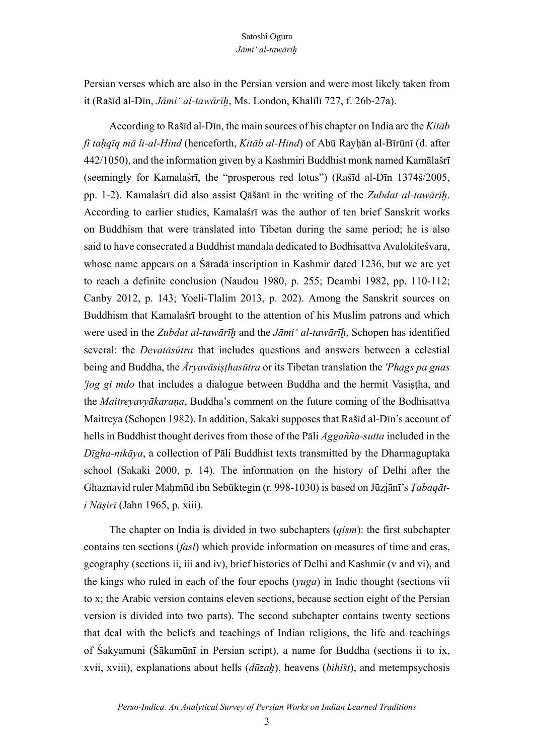Persian verses which are also in the Persian version and were most likely taken from it (Rašīd al-Dīn, *Jāmiʿ al-tawārīḫ*, Ms. London, Khalīlī 727, f. 26b-27a).

According to Rašīd al-Dīn, the main sources of his chapter on India are the *Kitāb fī taḥqīq mā li-al-Hind* (henceforth, *Kitāb al-Hind*) of Abū Rayḥān al-Bīrūnī (d. after 442/1050), and the information given by a Kashmiri Buddhist monk named Kamālašrī (seemingly for Kamalaśrī, the "prosperous red lotus") (Rašīd al-Dīn 1374š/2005, pp. 1-2). Kamalaśrī did also assist Qāšānī in the writing of the *Zubdat al-tawārīḫ*. According to earlier studies, Kamalaśrī was the author of ten brief Sanskrit works on Buddhism that were translated into Tibetan during the same period; he is also said to have consecrated a Buddhist mandala dedicated to Bodhisattva Avalokiteśvara, whose name appears on a Śāradā inscription in Kashmir dated 1236, but we are yet to reach a definite conclusion (Naudou 1980, p. 255; Deambi 1982, pp. 110-112; Canby 2012, p. 143; Yoeli-Tlalim 2013, p. 202). Among the Sanskrit sources on Buddhism that Kamalaśrī brought to the attention of his Muslim patrons and which were used in the *Zubdat al-tawārīḫ* and the *Jāmiʿ al-tawārīḫ*, Schopen has identified several: the *Devatāsūtra* that includes questions and answers between a celestial being and Buddha, the *Āryavāsiṣṭhasūtra* or its Tibetan translation the *'Phags pa gnas 'jog gi mdo* that includes a dialogue between Buddha and the hermit Vasiṣṭha, and the *Maitreyavyākaraṇa*, Buddha's comment on the future coming of the Bodhisattva Maitreya (Schopen 1982). In addition, Sakaki supposes that Rašīd al-Dīn's account of hells in Buddhist thought derives from those of the Pāli *Aggañña-sutta* included in the *Dīgha-nikāya*, a collection of Pāli Buddhist texts transmitted by the Dharmaguptaka school (Sakaki 2000, p. 14). The information on the history of Delhi after the Ghaznavid ruler Maḥmūd ibn Sebüktegin (r. 998-1030) is based on Jūzjānī's *Ṭabaqāt-i Nāṣirī* (Jahn 1965, p. xiii).

The chapter on India is divided in two subchapters (*qism*): the first subchapter contains ten sections (*fasl*) which provide information on measures of time and eras, geography (sections ii, iii and iv), brief histories of Delhi and Kashmir (v and vi), and the kings who ruled in each of the four epochs (*yuga*) in Indic thought (sections vii to x; the Arabic version contains eleven sections, because section eight of the Persian version is divided into two parts). The second subchapter contains twenty sections that deal with the beliefs and teachings of Indian religions, the life and teachings of Śakyamuni (Šākamūnī in Persian script), a name for Buddha (sections ii to ix, xvii, xviii), explanations about hells (*dūzaḫ*), heavens (*bihišt*), and metempsychosis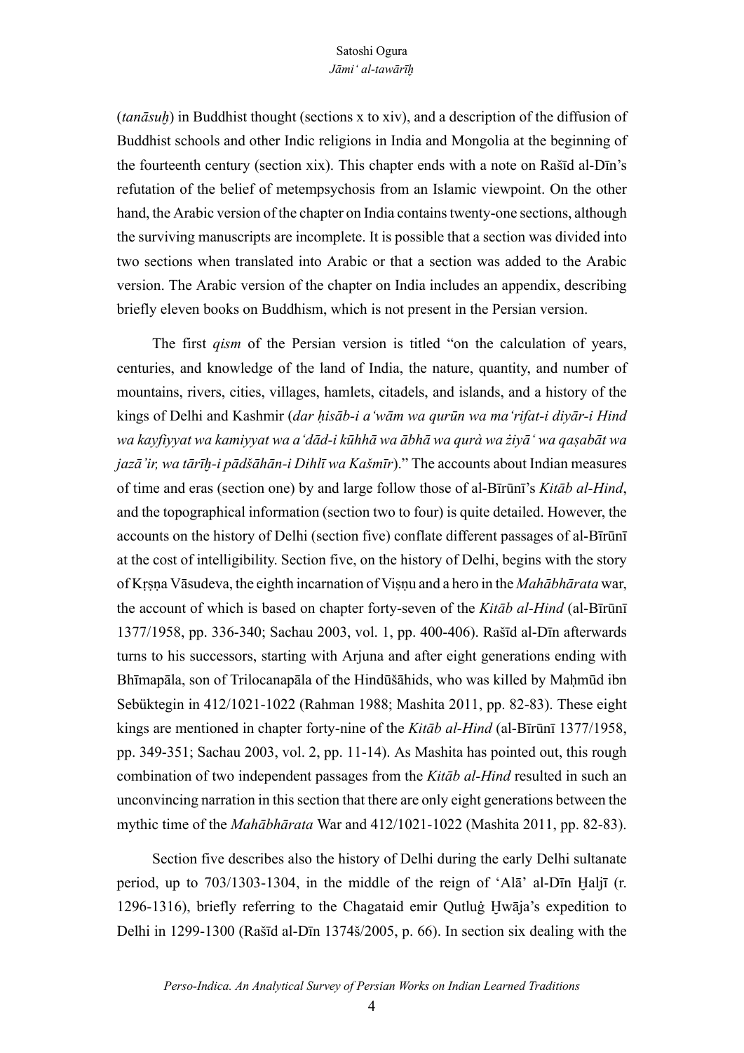(*tanāsuḫ*) in Buddhist thought (sections x to xiv), and a description of the diffusion of Buddhist schools and other Indic religions in India and Mongolia at the beginning of the fourteenth century (section xix). This chapter ends with a note on Rašīd al-Dīn's refutation of the belief of metempsychosis from an Islamic viewpoint. On the other hand, the Arabic version of the chapter on India contains twenty-one sections, although the surviving manuscripts are incomplete. It is possible that a section was divided into two sections when translated into Arabic or that a section was added to the Arabic version. The Arabic version of the chapter on India includes an appendix, describing briefly eleven books on Buddhism, which is not present in the Persian version.

The first *qism* of the Persian version is titled "on the calculation of years, centuries, and knowledge of the land of India, the nature, quantity, and number of mountains, rivers, cities, villages, hamlets, citadels, and islands, and a history of the kings of Delhi and Kashmir (*dar ḥisāb-i a'wām wa qurūn wa ma'rifat-i diyār-i Hind wa kayfiyyat wa kamiyyat wa a'dād-i kūhhā wa ābhā wa qurà wa żiyā' wa qaṣabāt wa jazā'ir, wa tārīḫ-i pādšāhān-i Dihlī wa Kašmīr*)." The accounts about Indian measures of time and eras (section one) by and large follow those of al-Bīrūnī's *Kitāb al-Hind*, and the topographical information (section two to four) is quite detailed. However, the accounts on the history of Delhi (section five) conflate different passages of al-Bīrūnī at the cost of intelligibility. Section five, on the history of Delhi, begins with the story of Kṛṣṇa Vāsudeva, the eighth incarnation of Viṣṇu and a hero in the *Mahābhārata* war, the account of which is based on chapter forty-seven of the *Kitāb al-Hind* (al-Bīrūnī 1377/1958, pp. 336-340; Sachau 2003, vol. 1, pp. 400-406). Rašīd al-Dīn afterwards turns to his successors, starting with Arjuna and after eight generations ending with Bhīmapāla, son of Trilocanapāla of the Hindūšāhids, who was killed by Maḥmūd ibn Sebüktegin in 412/1021-1022 (Rahman 1988; Mashita 2011, pp. 82-83). These eight kings are mentioned in chapter forty-nine of the *Kitāb al-Hind* (al-Bīrūnī 1377/1958, pp. 349-351; Sachau 2003, vol. 2, pp. 11-14). As Mashita has pointed out, this rough combination of two independent passages from the *Kitāb al-Hind* resulted in such an unconvincing narration in this section that there are only eight generations between the mythic time of the *Mahābhārata* War and 412/1021-1022 (Mashita 2011, pp. 82-83).

Section five describes also the history of Delhi during the early Delhi sultanate period, up to 703/1303-1304, in the middle of the reign of 'Alā' al-Dīn Ḫaljī (r. 1296-1316), briefly referring to the Chagataid emir Qutluġ Ḫwāja's expedition to Delhi in 1299-1300 (Rašīd al-Dīn 1374š/2005, p. 66). In section six dealing with the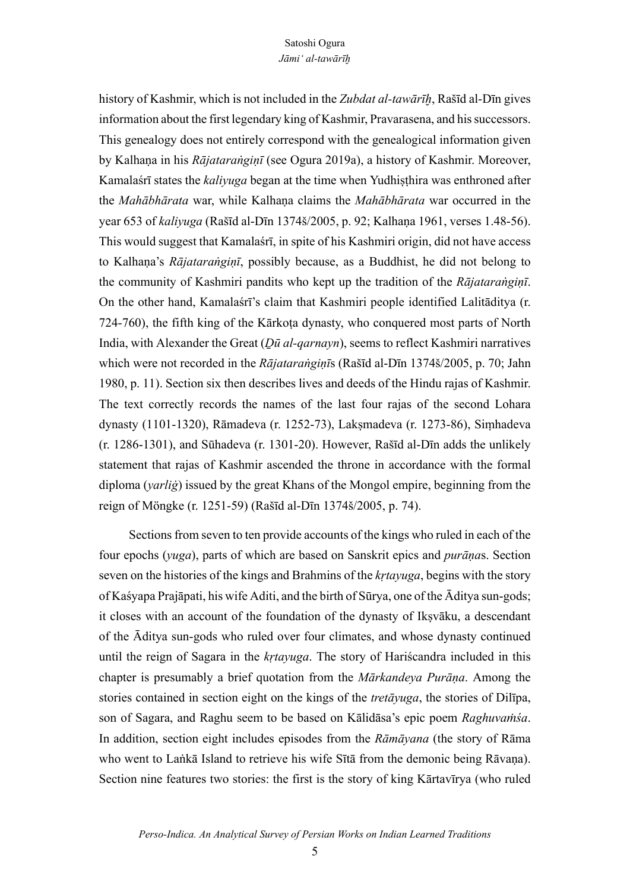history of Kashmir, which is not included in the *Zubdat al-tawārīḫ*, Rašīd al-Dīn gives information about the first legendary king of Kashmir, Pravarasena, and his successors. This genealogy does not entirely correspond with the genealogical information given by Kalhaṇa in his *Rājataraṅgiṇī* (see Ogura 2019a), a history of Kashmir. Moreover, Kamalaśrī states the *kaliyuga* began at the time when Yudhiṣṭhira was enthroned after the *Mahābhārata* war, while Kalhaṇa claims the *Mahābhārata* war occurred in the year 653 of *kaliyuga* (Rašīd al-Dīn 1374š/2005, p. 92; Kalhaṇa 1961, verses 1.48-56). This would suggest that Kamalaśrī, in spite of his Kashmiri origin, did not have access to Kalhaṇa's *Rājataraṅgiṇī*, possibly because, as a Buddhist, he did not belong to the community of Kashmiri pandits who kept up the tradition of the *Rājataraṅgiṇī*. On the other hand, Kamalaśrī's claim that Kashmiri people identified Lalitāditya (r. 724-760), the fifth king of the Kārkoṭa dynasty, who conquered most parts of North India, with Alexander the Great (*Ḏū al-qarnayn*), seems to reflect Kashmiri narratives which were not recorded in the *Rājataraṅgiṇī*s (Rašīd al-Dīn 1374š/2005, p. 70; Jahn 1980, p. 11). Section six then describes lives and deeds of the Hindu rajas of Kashmir. The text correctly records the names of the last four rajas of the second Lohara dynasty (1101-1320), Rāmadeva (r. 1252-73), Lakṣmadeva (r. 1273-86), Siṃhadeva (r. 1286-1301), and Sūhadeva (r. 1301-20). However, Rašīd al-Dīn adds the unlikely statement that rajas of Kashmir ascended the throne in accordance with the formal diploma (*yarliġ*) issued by the great Khans of the Mongol empire, beginning from the reign of Möngke (r. 1251-59) (Rašīd al-Dīn 1374š/2005, p. 74).

Sections from seven to ten provide accounts of the kings who ruled in each of the four epochs (*yuga*), parts of which are based on Sanskrit epics and *purāṇa*s. Section seven on the histories of the kings and Brahmins of the *kṛtayuga*, begins with the story of Kaśyapa Prajāpati, his wife Aditi, and the birth of Sūrya, one of the Āditya sun-gods; it closes with an account of the foundation of the dynasty of Ikṣvāku, a descendant of the Āditya sun-gods who ruled over four climates, and whose dynasty continued until the reign of Sagara in the *kṛtayuga*. The story of Hariścandra included in this chapter is presumably a brief quotation from the *Mārkandeya Purāṇa*. Among the stories contained in section eight on the kings of the *tretāyuga*, the stories of Dilīpa, son of Sagara, and Raghu seem to be based on Kālidāsa's epic poem *Raghuvaṁśa*. In addition, section eight includes episodes from the *Rāmāyana* (the story of Rāma who went to Laṅkā Island to retrieve his wife Sītā from the demonic being Rāvaṇa). Section nine features two stories: the first is the story of king Kārtavīrya (who ruled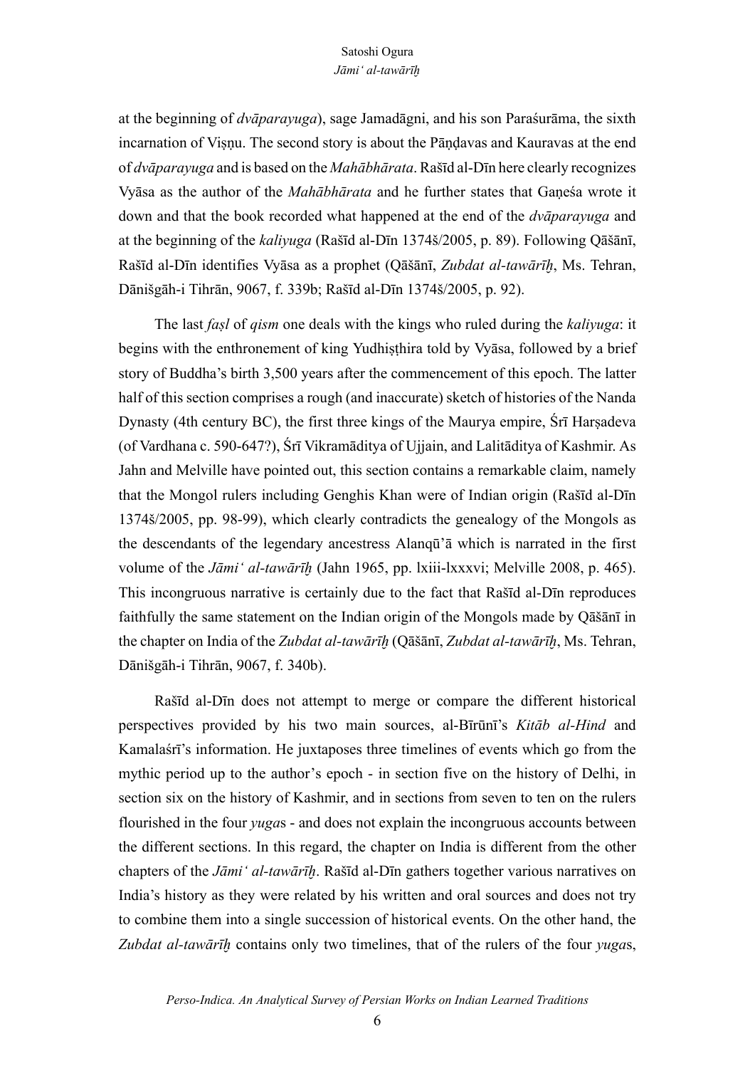at the beginning of *dvāparayuga*), sage Jamadāgni, and his son Paraśurāma, the sixth incarnation of Viṣṇu. The second story is about the Pāṇḍavas and Kauravas at the end of *dvāparayuga* and is based on the *Mahābhārata*. Rašīd al-Dīn here clearly recognizes Vyāsa as the author of the *Mahābhārata* and he further states that Gaṇeśa wrote it down and that the book recorded what happened at the end of the *dvāparayuga* and at the beginning of the *kaliyuga* (Rašīd al-Dīn 1374š/2005, p. 89). Following Qāšānī, Rašīd al-Dīn identifies Vyāsa as a prophet (Qāšānī, *Zubdat al-tawārīḫ*, Ms. Tehran, Dānišgāh-i Tihrān, 9067, f. 339b; Rašīd al-Dīn 1374š/2005, p. 92).

The last *faṣl* of *qism* one deals with the kings who ruled during the *kaliyuga*: it begins with the enthronement of king Yudhiṣṭhira told by Vyāsa, followed by a brief story of Buddha's birth 3,500 years after the commencement of this epoch. The latter half of this section comprises a rough (and inaccurate) sketch of histories of the Nanda Dynasty (4th century BC), the first three kings of the Maurya empire, Śrī Harṣadeva (of Vardhana c. 590-647?), Śrī Vikramāditya of Ujjain, and Lalitāditya of Kashmir. As Jahn and Melville have pointed out, this section contains a remarkable claim, namely that the Mongol rulers including Genghis Khan were of Indian origin (Rašīd al-Dīn 1374š/2005, pp. 98-99), which clearly contradicts the genealogy of the Mongols as the descendants of the legendary ancestress Alanqū'ā which is narrated in the first volume of the *Jāmiʿ al-tawārīḫ* (Jahn 1965, pp. lxiii-lxxxvi; Melville 2008, p. 465). This incongruous narrative is certainly due to the fact that Rašīd al-Dīn reproduces faithfully the same statement on the Indian origin of the Mongols made by Qāšānī in the chapter on India of the *Zubdat al-tawārīḫ* (Qāšānī, *Zubdat al-tawārīḫ*, Ms. Tehran, Dānišgāh-i Tihrān, 9067, f. 340b).

Rašīd al-Dīn does not attempt to merge or compare the different historical perspectives provided by his two main sources, al-Bīrūnī's *Kitāb al-Hind* and Kamalaśrī's information. He juxtaposes three timelines of events which go from the mythic period up to the author's epoch - in section five on the history of Delhi, in section six on the history of Kashmir, and in sections from seven to ten on the rulers flourished in the four *yuga*s - and does not explain the incongruous accounts between the different sections. In this regard, the chapter on India is different from the other chapters of the *Jāmiʿ al-tawārīḫ*. Rašīd al-Dīn gathers together various narratives on India's history as they were related by his written and oral sources and does not try to combine them into a single succession of historical events. On the other hand, the *Zubdat al-tawārīḫ* contains only two timelines, that of the rulers of the four *yuga*s,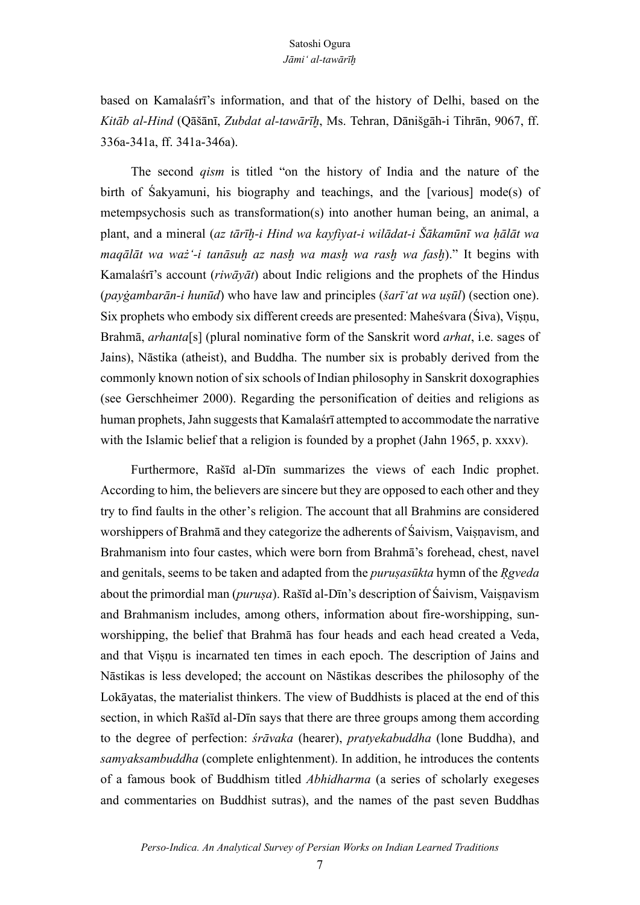based on Kamalaśrī's information, and that of the history of Delhi, based on the *Kitāb al-Hind* (Qāšānī, *Zubdat al-tawārīḫ*, Ms. Tehran, Dānišgāh-i Tihrān, 9067, ff. 336a-341a, ff. 341a-346a).

The second *qism* is titled "on the history of India and the nature of the birth of Śakyamuni, his biography and teachings, and the [various] mode(s) of metempsychosis such as transformation(s) into another human being, an animal, a plant, and a mineral (*az tārīḫ-i Hind wa kayfiyat-i wilādat-i Šākamūnī wa ḥālāt wa maqālāt wa waż'-i tanāsuḫ az nasḫ wa masḫ wa rasḫ wa fasḫ*)." It begins with Kamalaśrī's account (*riwāyāt*) about Indic religions and the prophets of the Hindus (*payġambarān-i hunūd*) who have law and principles (*šarī'at wa uṣūl*) (section one). Six prophets who embody six different creeds are presented: Maheśvara (Śiva), Viṣṇu, Brahmā, *arhanta*[s] (plural nominative form of the Sanskrit word *arhat*, i.e. sages of Jains), Nāstika (atheist), and Buddha. The number six is probably derived from the commonly known notion of six schools of Indian philosophy in Sanskrit doxographies (see Gerschheimer 2000). Regarding the personification of deities and religions as human prophets, Jahn suggests that Kamalaśrī attempted to accommodate the narrative with the Islamic belief that a religion is founded by a prophet (Jahn 1965, p. xxxv).

Furthermore, Rašīd al-Dīn summarizes the views of each Indic prophet. According to him, the believers are sincere but they are opposed to each other and they try to find faults in the other's religion. The account that all Brahmins are considered worshippers of Brahmā and they categorize the adherents of Śaivism, Vaiṣṇavism, and Brahmanism into four castes, which were born from Brahmā's forehead, chest, navel and genitals, seems to be taken and adapted from the *puruṣasūkta* hymn of the *Ṛgveda* about the primordial man (*puruṣa*). Rašīd al-Dīn's description of Śaivism, Vaiṣṇavism and Brahmanism includes, among others, information about fire-worshipping, sun-worshipping, the belief that Brahmā has four heads and each head created a Veda, and that Viṣṇu is incarnated ten times in each epoch. The description of Jains and Nāstikas is less developed; the account on Nāstikas describes the philosophy of the Lokāyatas, the materialist thinkers. The view of Buddhists is placed at the end of this section, in which Rašīd al-Dīn says that there are three groups among them according to the degree of perfection: *śrāvaka* (hearer), *pratyekabuddha* (lone Buddha), and *samyaksambuddha* (complete enlightenment). In addition, he introduces the contents of a famous book of Buddhism titled *Abhidharma* (a series of scholarly exegeses and commentaries on Buddhist sutras), and the names of the past seven Buddhas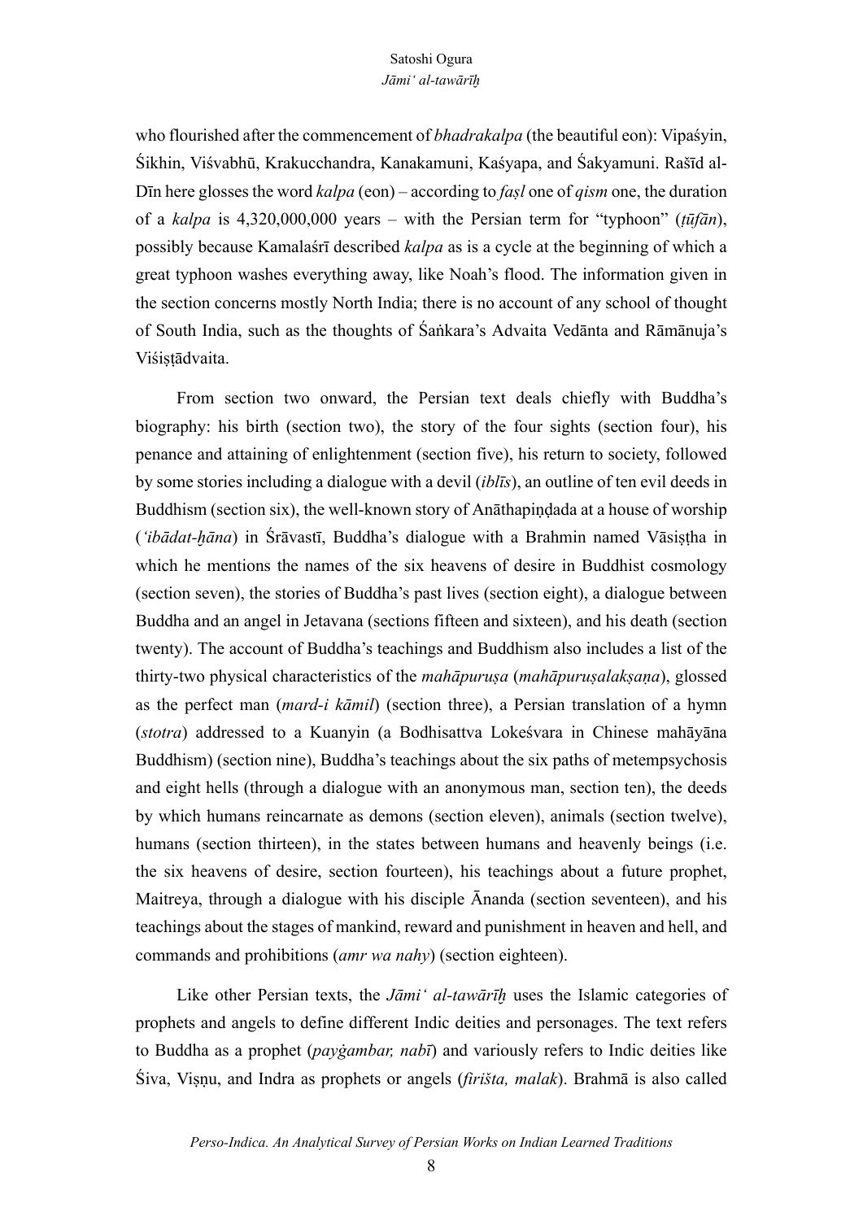who flourished after the commencement of *bhadrakalpa* (the beautiful eon): Vipaśyin, Śikhin, Viśvabhū, Krakucchandra, Kanakamuni, Kaśyapa, and Śakyamuni. Rašīd al-Dīn here glosses the word *kalpa* (eon) – according to *faṣl* one of *qism* one, the duration of a *kalpa* is 4,320,000,000 years – with the Persian term for "typhoon" (*ṭūfān*), possibly because Kamalaśrī described *kalpa* as is a cycle at the beginning of which a great typhoon washes everything away, like Noah's flood. The information given in the section concerns mostly North India; there is no account of any school of thought of South India, such as the thoughts of Śaṅkara's Advaita Vedānta and Rāmānuja's Viśiṣṭādvaita.

From section two onward, the Persian text deals chiefly with Buddha's biography: his birth (section two), the story of the four sights (section four), his penance and attaining of enlightenment (section five), his return to society, followed by some stories including a dialogue with a devil (*iblīs*), an outline of ten evil deeds in Buddhism (section six), the well-known story of Anāthapiṇḍada at a house of worship (*ʻibādat-ḫāna*) in Śrāvastī, Buddha's dialogue with a Brahmin named Vāsiṣṭha in which he mentions the names of the six heavens of desire in Buddhist cosmology (section seven), the stories of Buddha's past lives (section eight), a dialogue between Buddha and an angel in Jetavana (sections fifteen and sixteen), and his death (section twenty). The account of Buddha's teachings and Buddhism also includes a list of the thirty-two physical characteristics of the *mahāpuruṣa* (*mahāpuruṣalakṣaṇa*), glossed as the perfect man (*mard-i kāmil*) (section three), a Persian translation of a hymn (*stotra*) addressed to a Kuanyin (a Bodhisattva Lokeśvara in Chinese mahāyāna Buddhism) (section nine), Buddha's teachings about the six paths of metempsychosis and eight hells (through a dialogue with an anonymous man, section ten), the deeds by which humans reincarnate as demons (section eleven), animals (section twelve), humans (section thirteen), in the states between humans and heavenly beings (i.e. the six heavens of desire, section fourteen), his teachings about a future prophet, Maitreya, through a dialogue with his disciple Ānanda (section seventeen), and his teachings about the stages of mankind, reward and punishment in heaven and hell, and commands and prohibitions (*amr wa nahy*) (section eighteen).

Like other Persian texts, the *Jāmiʻ al-tawārīḫ* uses the Islamic categories of prophets and angels to define different Indic deities and personages. The text refers to Buddha as a prophet (*payġambar, nabī*) and variously refers to Indic deities like Śiva, Viṣṇu, and Indra as prophets or angels (*firišta, malak*). Brahmā is also called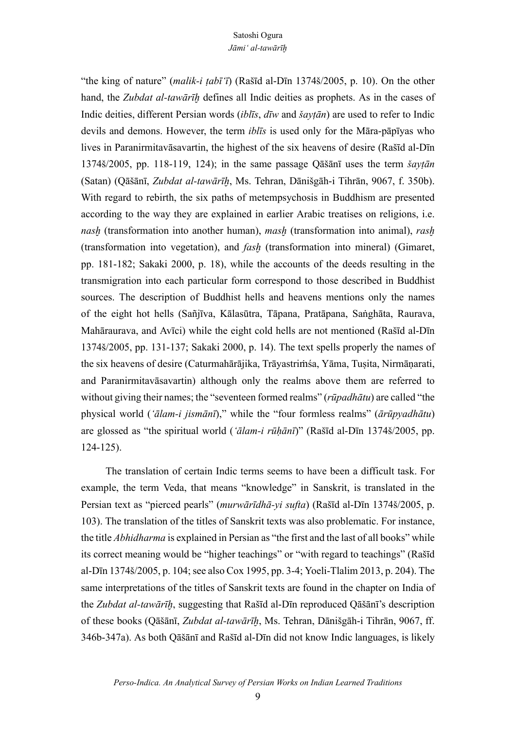"the king of nature" (*malik-i ṭabī'ī*) (Rašīd al-Dīn 1374š/2005, p. 10). On the other hand, the *Zubdat al-tawārīḫ* defines all Indic deities as prophets. As in the cases of Indic deities, different Persian words (*iblīs*, *dīw* and *šayṭān*) are used to refer to Indic devils and demons. However, the term *iblīs* is used only for the Māra-pāpīyas who lives in Paranirmitavāsavartin, the highest of the six heavens of desire (Rašīd al-Dīn 1374š/2005, pp. 118-119, 124); in the same passage Qāšānī uses the term *šayṭān* (Satan) (Qāšānī, *Zubdat al-tawārīḫ*, Ms. Tehran, Dānišgāh-i Tihrān, 9067, f. 350b). With regard to rebirth, the six paths of metempsychosis in Buddhism are presented according to the way they are explained in earlier Arabic treatises on religions, i.e. *nasḫ* (transformation into another human), *masḫ* (transformation into animal), *rasḫ* (transformation into vegetation), and *fasḫ* (transformation into mineral) (Gimaret, pp. 181-182; Sakaki 2000, p. 18), while the accounts of the deeds resulting in the transmigration into each particular form correspond to those described in Buddhist sources. The description of Buddhist hells and heavens mentions only the names of the eight hot hells (Sañjīva, Kālasūtra, Tāpana, Pratāpana, Saṅghāta, Raurava, Mahāraurava, and Avīci) while the eight cold hells are not mentioned (Rašīd al-Dīn 1374š/2005, pp. 131-137; Sakaki 2000, p. 14). The text spells properly the names of the six heavens of desire (Caturmahārājika, Trāyastriṁśa, Yāma, Tuṣita, Nirmāṇarati, and Paranirmitavāsavartin) although only the realms above them are referred to without giving their names; the "seventeen formed realms" (*rūpadhātu*) are called "the physical world (*'ālam-i jismānī*)," while the "four formless realms" (*ārūpyadhātu*) are glossed as "the spiritual world (*'ālam-i rūḥānī*)" (Rašīd al-Dīn 1374š/2005, pp. 124-125).

The translation of certain Indic terms seems to have been a difficult task. For example, the term Veda, that means "knowledge" in Sanskrit, is translated in the Persian text as "pierced pearls" (*murwārīdhā-yi sufta*) (Rašīd al-Dīn 1374š/2005, p. 103). The translation of the titles of Sanskrit texts was also problematic. For instance, the title *Abhidharma* is explained in Persian as "the first and the last of all books" while its correct meaning would be "higher teachings" or "with regard to teachings" (Rašīd al-Dīn 1374š/2005, p. 104; see also Cox 1995, pp. 3-4; Yoeli-Tlalim 2013, p. 204). The same interpretations of the titles of Sanskrit texts are found in the chapter on India of the *Zubdat al-tawārīḫ*, suggesting that Rašīd al-Dīn reproduced Qāšānī's description of these books (Qāšānī, *Zubdat al-tawārīḫ*, Ms. Tehran, Dānišgāh-i Tihrān, 9067, ff. 346b-347a). As both Qāšānī and Rašīd al-Dīn did not know Indic languages, is likely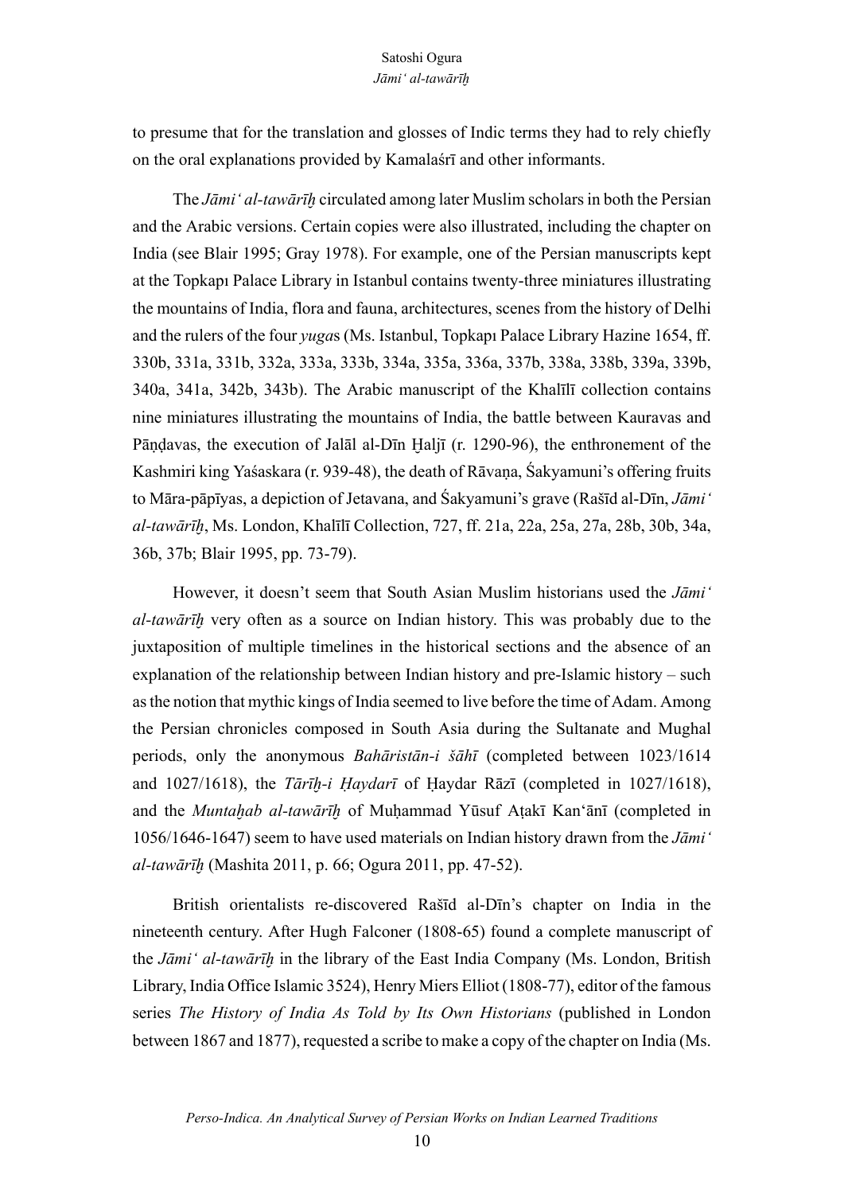to presume that for the translation and glosses of Indic terms they had to rely chiefly on the oral explanations provided by Kamalaśrī and other informants.

The *Jāmiʿ al-tawārīḫ* circulated among later Muslim scholars in both the Persian and the Arabic versions. Certain copies were also illustrated, including the chapter on India (see Blair 1995; Gray 1978). For example, one of the Persian manuscripts kept at the Topkapı Palace Library in Istanbul contains twenty-three miniatures illustrating the mountains of India, flora and fauna, architectures, scenes from the history of Delhi and the rulers of the four *yuga*s (Ms. Istanbul, Topkapı Palace Library Hazine 1654, ff. 330b, 331a, 331b, 332a, 333a, 333b, 334a, 335a, 336a, 337b, 338a, 338b, 339a, 339b, 340a, 341a, 342b, 343b). The Arabic manuscript of the Khalīlī collection contains nine miniatures illustrating the mountains of India, the battle between Kauravas and Pāṇḍavas, the execution of Jalāl al-Dīn Ḫaljī (r. 1290-96), the enthronement of the Kashmiri king Yaśaskara (r. 939-48), the death of Rāvaṇa, Śakyamuni's offering fruits to Māra-pāpīyas, a depiction of Jetavana, and Śakyamuni's grave (Rašīd al-Dīn, *Jāmiʿ al-tawārīḫ*, Ms. London, Khalīlī Collection, 727, ff. 21a, 22a, 25a, 27a, 28b, 30b, 34a, 36b, 37b; Blair 1995, pp. 73-79).

However, it doesn't seem that South Asian Muslim historians used the *Jāmiʿ al-tawārīḫ* very often as a source on Indian history. This was probably due to the juxtaposition of multiple timelines in the historical sections and the absence of an explanation of the relationship between Indian history and pre-Islamic history – such as the notion that mythic kings of India seemed to live before the time of Adam. Among the Persian chronicles composed in South Asia during the Sultanate and Mughal periods, only the anonymous *Bahāristān-i šāhī* (completed between 1023/1614 and 1027/1618), the *Tārīḫ-i Ḥaydarī* of Ḥaydar Rāzī (completed in 1027/1618), and the *Muntaḫab al-tawārīḫ* of Muḥammad Yūsuf Aṭakī Kanʿānī (completed in 1056/1646-1647) seem to have used materials on Indian history drawn from the *Jāmiʿ al-tawārīḫ* (Mashita 2011, p. 66; Ogura 2011, pp. 47-52).

British orientalists re-discovered Rašīd al-Dīn's chapter on India in the nineteenth century. After Hugh Falconer (1808-65) found a complete manuscript of the *Jāmiʿ al-tawārīḫ* in the library of the East India Company (Ms. London, British Library, India Office Islamic 3524), Henry Miers Elliot (1808-77), editor of the famous series *The History of India As Told by Its Own Historians* (published in London between 1867 and 1877), requested a scribe to make a copy of the chapter on India (Ms.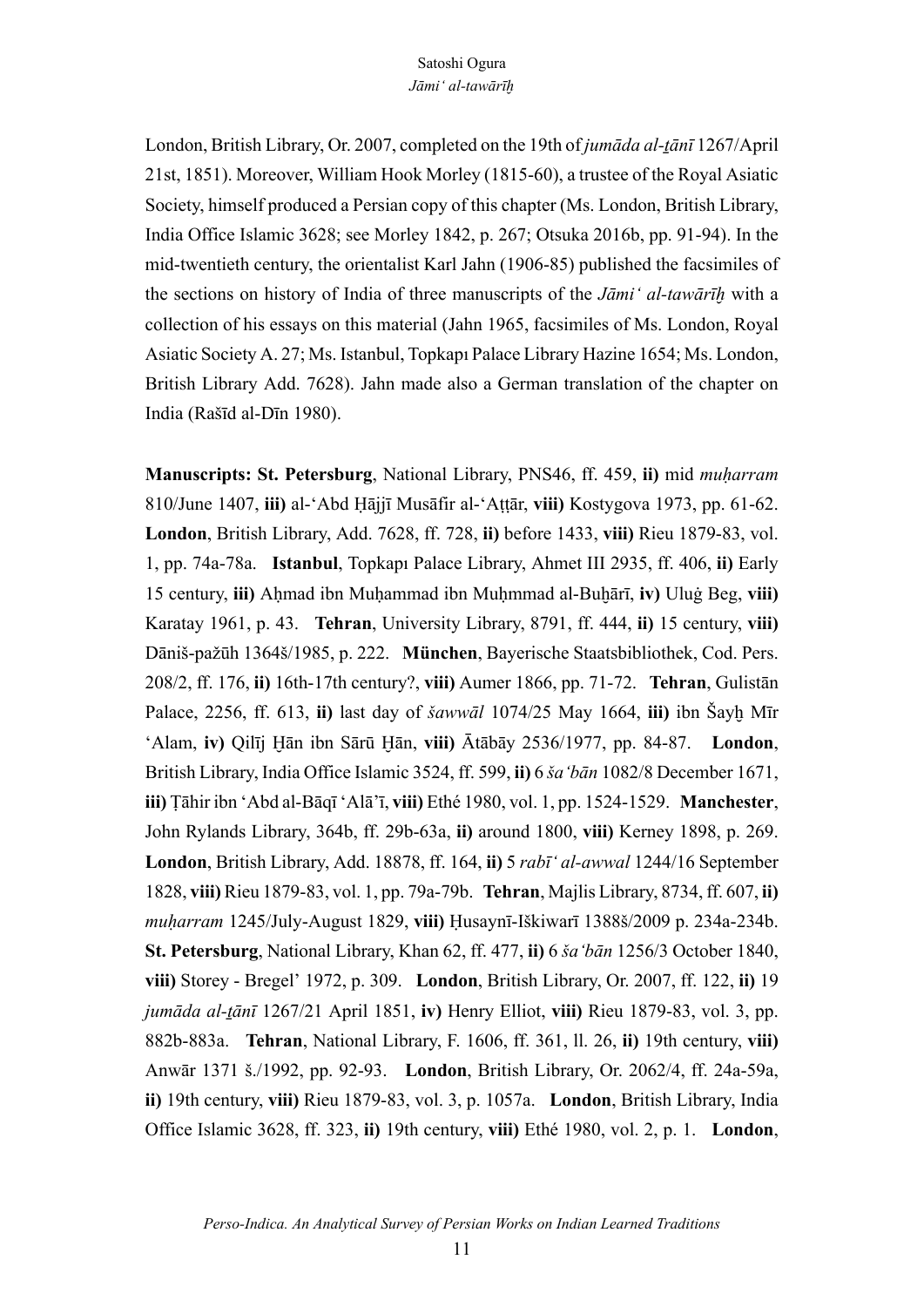London, British Library, Or. 2007, completed on the 19th of *jumāda al-ṯānī* 1267/April 21st, 1851). Moreover, William Hook Morley (1815-60), a trustee of the Royal Asiatic Society, himself produced a Persian copy of this chapter (Ms. London, British Library, India Office Islamic 3628; see Morley 1842, p. 267; Otsuka 2016b, pp. 91-94). In the mid-twentieth century, the orientalist Karl Jahn (1906-85) published the facsimiles of the sections on history of India of three manuscripts of the *Jāmi' al-tawārīḫ* with a collection of his essays on this material (Jahn 1965, facsimiles of Ms. London, Royal Asiatic Society A. 27; Ms. Istanbul, Topkapı Palace Library Hazine 1654; Ms. London, British Library Add. 7628). Jahn made also a German translation of the chapter on India (Rašīd al-Dīn 1980).

**Manuscripts: St. Petersburg**, National Library, PNS46, ff. 459, **ii)** mid *muḥarram* 810/June 1407, **iii)** al-'Abd Ḥājjī Musāfir al-'Aṭṭār, **viii)** Kostygova 1973, pp. 61-62. **London**, British Library, Add. 7628, ff. 728, **ii)** before 1433, **viii)** Rieu 1879-83, vol. 1, pp. 74a-78a. **Istanbul**, Topkapı Palace Library, Ahmet III 2935, ff. 406, **ii)** Early 15 century, **iii)** Aḥmad ibn Muḥammad ibn Muḥmmad al-Buḫārī, **iv)** Uluġ Beg, **viii)** Karatay 1961, p. 43. **Tehran**, University Library, 8791, ff. 444, **ii)** 15 century, **viii)** Dāniš-pažūh 1364š/1985, p. 222. **München**, Bayerische Staatsbibliothek, Cod. Pers. 208/2, ff. 176, **ii)** 16th-17th century?, **viii)** Aumer 1866, pp. 71-72. **Tehran**, Gulistān Palace, 2256, ff. 613, **ii)** last day of *šawwāl* 1074/25 May 1664, **iii)** ibn Šayḫ Mīr 'Alam, **iv)** Qilīj Ḫān ibn Sārū Ḫān, **viii)** Ātābāy 2536/1977, pp. 84-87. **London**, British Library, India Office Islamic 3524, ff. 599, **ii)** 6 *ša'bān* 1082/8 December 1671, **iii)** Ṭāhir ibn 'Abd al-Bāqī 'Alā'ī, **viii)** Ethé 1980, vol. 1, pp. 1524-1529. **Manchester**, John Rylands Library, 364b, ff. 29b-63a, **ii)** around 1800, **viii)** Kerney 1898, p. 269. **London**, British Library, Add. 18878, ff. 164, **ii)** 5 *rabī' al-awwal* 1244/16 September 1828, **viii)** Rieu 1879-83, vol. 1, pp. 79a-79b. **Tehran**, Majlis Library, 8734, ff. 607, **ii)** *muḥarram* 1245/July-August 1829, **viii)** Ḥusaynī-Iškiwarī 1388š/2009 p. 234a-234b. **St. Petersburg**, National Library, Khan 62, ff. 477, **ii)** 6 *ša'bān* 1256/3 October 1840, **viii)** Storey - Bregel' 1972, p. 309. **London**, British Library, Or. 2007, ff. 122, **ii)** 19 *jumāda al-ṯānī* 1267/21 April 1851, **iv)** Henry Elliot, **viii)** Rieu 1879-83, vol. 3, pp. 882b-883a. **Tehran**, National Library, F. 1606, ff. 361, ll. 26, **ii)** 19th century, **viii)** Anwār 1371 š./1992, pp. 92-93. **London**, British Library, Or. 2062/4, ff. 24a-59a, **ii)** 19th century, **viii)** Rieu 1879-83, vol. 3, p. 1057a. **London**, British Library, India Office Islamic 3628, ff. 323, **ii)** 19th century, **viii)** Ethé 1980, vol. 2, p. 1. **London**,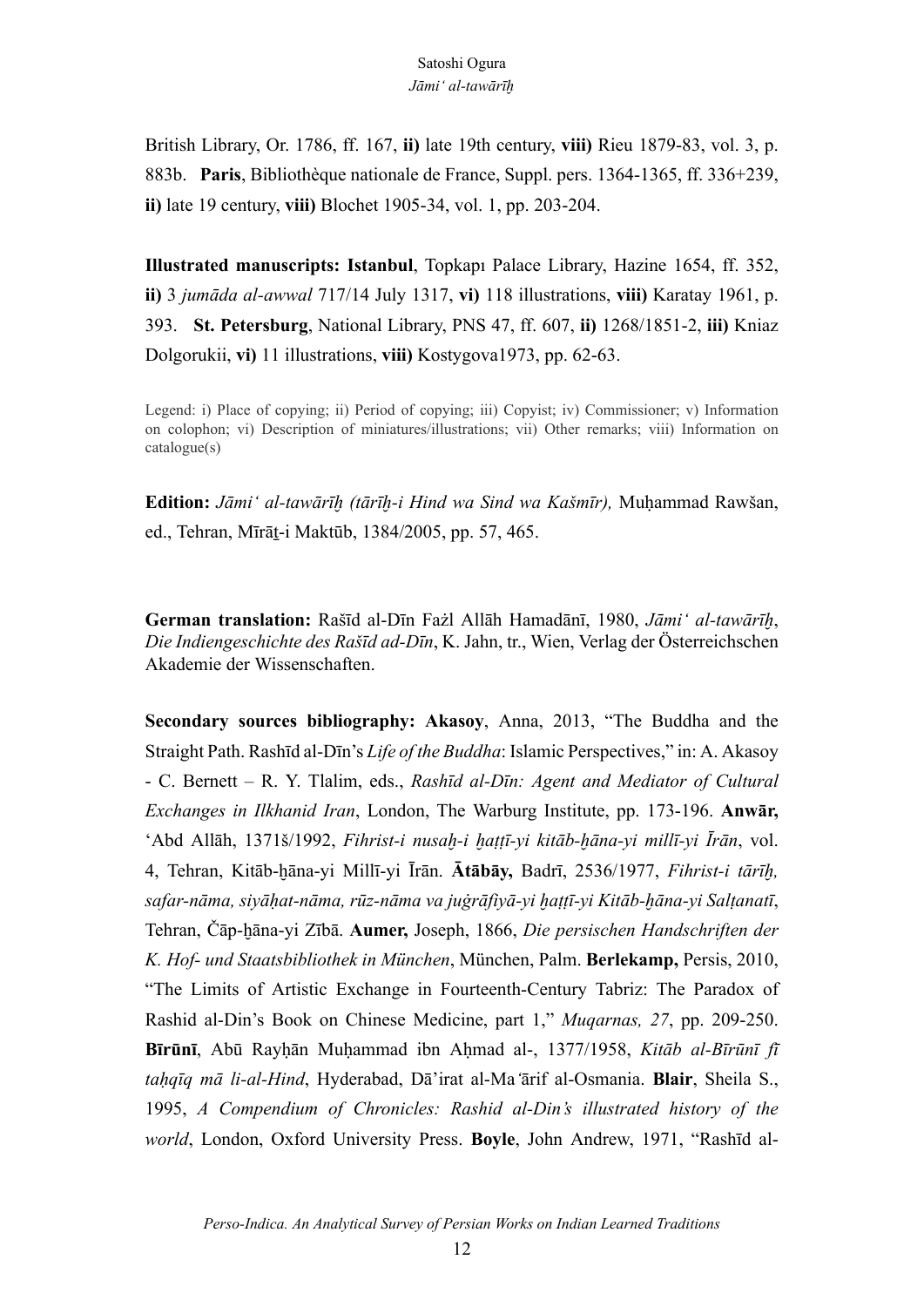British Library, Or. 1786, ff. 167, **ii)** late 19th century, **viii)** Rieu 1879-83, vol. 3, p. 883b. **Paris**, Bibliothèque nationale de France, Suppl. pers. 1364-1365, ff. 336+239, **ii)** late 19 century, **viii)** Blochet 1905-34, vol. 1, pp. 203-204.

**Illustrated manuscripts: Istanbul**, Topkapı Palace Library, Hazine 1654, ff. 352, **ii)** 3 *jumāda al-awwal* 717/14 July 1317, **vi)** 118 illustrations, **viii)** Karatay 1961, p. 393. **St. Petersburg**, National Library, PNS 47, ff. 607, **ii)** 1268/1851-2, **iii)** Kniaz Dolgorukii, **vi)** 11 illustrations, **viii)** Kostygova1973, pp. 62-63.

Legend: i) Place of copying; ii) Period of copying; iii) Copyist; iv) Commissioner; v) Information on colophon; vi) Description of miniatures/illustrations; vii) Other remarks; viii) Information on catalogue(s)

**Edition:** *Jāmiʿ al-tawārīḫ (tārīḫ-i Hind wa Sind wa Kašmīr),* Muḥammad Rawšan, ed., Tehran, Mīrāṯ-i Maktūb, 1384/2005, pp. 57, 465.

**German translation:** Rašīd al-Dīn Fażl Allāh Hamadānī, 1980, *Jāmiʿ al-tawārīḫ*, *Die Indiengeschichte des Rašīd ad-Dīn*, K. Jahn, tr., Wien, Verlag der Österreichschen Akademie der Wissenschaften.

**Secondary sources bibliography: Akasoy**, Anna, 2013, "The Buddha and the Straight Path. Rashīd al-Dīn's *Life of the Buddha*: Islamic Perspectives," in: A. Akasoy - C. Bernett – R. Y. Tlalim, eds., *Rashīd al-Dīn: Agent and Mediator of Cultural Exchanges in Ilkhanid Iran*, London, The Warburg Institute, pp. 173-196. **Anwār,** ʿAbd Allāh, 1371š/1992, *Fihrist-i nusaḫ-i ḫaṭṭī-yi kitāb-ḫāna-yi millī-yi Īrān*, vol. 4, Tehran, Kitāb-ḫāna-yi Millī-yi Īrān. **Ātābāy,** Badrī, 2536/1977, *Fihrist-i tārīḫ, safar-nāma, siyāḥat-nāma, rūz-nāma va juġrāfiyā-yi ḫaṭṭī-yi Kitāb-ḫāna-yi Salṭanatī*, Tehran, Čāp-ḫāna-yi Zībā. **Aumer,** Joseph, 1866, *Die persischen Handschriften der K. Hof- und Staatsbibliothek in München*, München, Palm. **Berlekamp,** Persis, 2010, "The Limits of Artistic Exchange in Fourteenth-Century Tabriz: The Paradox of Rashid al-Din's Book on Chinese Medicine, part 1," *Muqarnas, 27*, pp. 209-250. **Bīrūnī**, Abū Rayḥān Muḥammad ibn Aḥmad al-, 1377/1958, *Kitāb al-Bīrūnī fī taḥqīq mā li-al-Hind*, Hyderabad, Dā'irat al-Maʿārif al-Osmania. **Blair**, Sheila S., 1995, *A Compendium of Chronicles: Rashid al-Din's illustrated history of the world*, London, Oxford University Press. **Boyle**, John Andrew, 1971, "Rashīd al-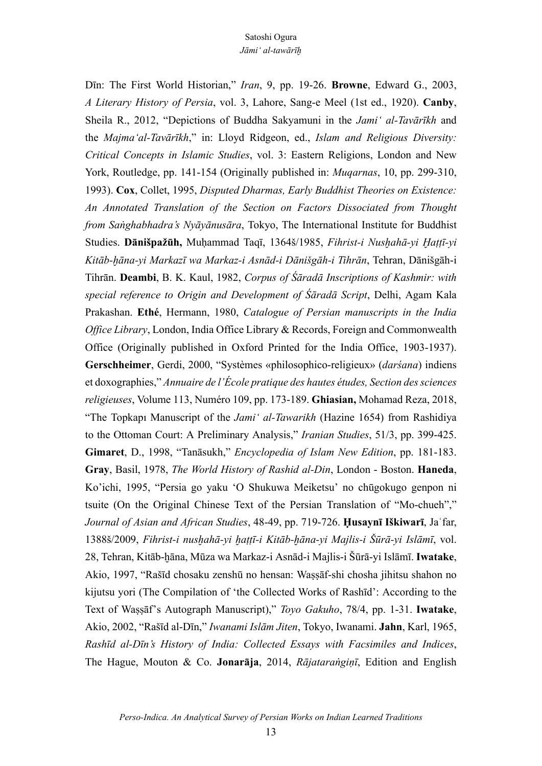Dīn: The First World Historian," *Iran*, 9, pp. 19-26. **Browne**, Edward G., 2003, *A Literary History of Persia*, vol. 3, Lahore, Sang-e Meel (1st ed., 1920). **Canby**, Sheila R., 2012, "Depictions of Buddha Sakyamuni in the *Jamiʿ al-Tavārīkh* and the *Majmaʿal-Tavārīkh*," in: Lloyd Ridgeon, ed., *Islam and Religious Diversity: Critical Concepts in Islamic Studies*, vol. 3: Eastern Religions, London and New York, Routledge, pp. 141-154 (Originally published in: *Muqarnas*, 10, pp. 299-310, 1993). **Cox**, Collet, 1995, *Disputed Dharmas, Early Buddhist Theories on Existence: An Annotated Translation of the Section on Factors Dissociated from Thought from Saṅghabhadra's Nyāyānusāra*, Tokyo, The International Institute for Buddhist Studies. **Dānišpažūh,** Muḥammad Taqī, 1364š/1985, *Fihrist-i Nusḫahā-yi Ḫaṭṭī-yi Kitāb-ḫāna-yi Markazī wa Markaz-i Asnād-i Dānišgāh-i Tihrān*, Tehran, Dānišgāh-i Tihrān. **Deambi**, B. K. Kaul, 1982, *Corpus of Śāradā Inscriptions of Kashmir: with special reference to Origin and Development of Śāradā Script*, Delhi, Agam Kala Prakashan. **Ethé**, Hermann, 1980, *Catalogue of Persian manuscripts in the India Office Library*, London, India Office Library & Records, Foreign and Commonwealth Office (Originally published in Oxford Printed for the India Office, 1903-1937). **Gerschheimer**, Gerdi, 2000, "Systèmes «philosophico-religieux» (*darśana*) indiens et doxographies," *Annuaire de l'École pratique des hautes études, Section des sciences religieuses*, Volume 113, Numéro 109, pp. 173-189. **Ghiasian,** Mohamad Reza, 2018, "The Topkapı Manuscript of the *Jamiʿ al-Tawarikh* (Hazine 1654) from Rashidiya to the Ottoman Court: A Preliminary Analysis," *Iranian Studies*, 51/3, pp. 399-425. **Gimaret**, D., 1998, "Tanāsukh," *Encyclopedia of Islam New Edition*, pp. 181-183. **Gray**, Basil, 1978, *The World History of Rashid al-Din*, London - Boston. **Haneda**, Ko'ichi, 1995, "Persia go yaku 'O Shukuwa Meiketsu' no chūgokugo genpon ni tsuite (On the Original Chinese Text of the Persian Translation of "Mo-chueh"," *Journal of Asian and African Studies*, 48-49, pp. 719-726. **Ḥusaynī Iškiwarī**, Jaʿfar, 1388š/2009, *Fihrist-i nusḫahā-yi ḫaṭṭī-i Kitāb-ḫāna-yi Majlis-i Šūrā-yi Islāmī*, vol. 28, Tehran, Kitāb-ḫāna, Mūza wa Markaz-i Asnād-i Majlis-i Šūrā-yi Islāmī. **Iwatake**, Akio, 1997, "Rašīd chosaku zenshū no hensan: Waṣṣāf-shi chosha jihitsu shahon no kijutsu yori (The Compilation of 'the Collected Works of Rashīd': According to the Text of Waṣṣāf's Autograph Manuscript)," *Toyo Gakuho*, 78/4, pp. 1-31. **Iwatake**, Akio, 2002, "Rašīd al-Dīn," *Iwanami Islām Jiten*, Tokyo, Iwanami. **Jahn**, Karl, 1965, *Rashīd al-Dīn's History of India: Collected Essays with Facsimiles and Indices*, The Hague, Mouton & Co. **Jonarāja**, 2014, *Rājataraṅgiṇī*, Edition and English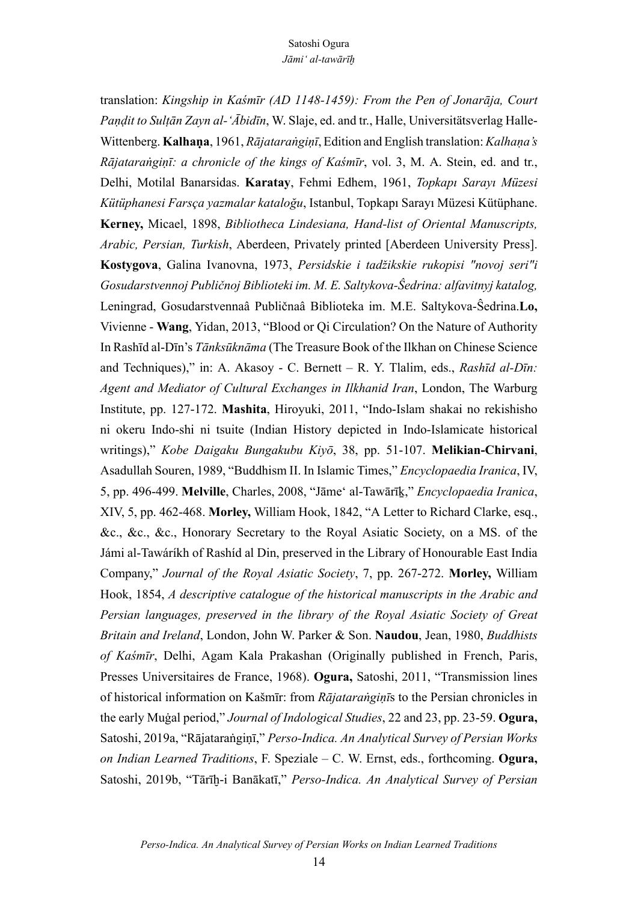translation: *Kingship in Kaśmīr (AD 1148-1459): From the Pen of Jonarāja, Court Paṇḍit to Sulṭān Zayn al-ʿĀbidīn*, W. Slaje, ed. and tr., Halle, Universitätsverlag Halle-Wittenberg. **Kalhaṇa**, 1961, *Rājataraṅgiṇī*, Edition and English translation: *Kalhaṇa's Rājataraṅgiṇī: a chronicle of the kings of Kaśmīr*, vol. 3, M. A. Stein, ed. and tr., Delhi, Motilal Banarsidas. **Karatay**, Fehmi Edhem, 1961, *Topkapı Sarayı Müzesi Kütüphanesi Farsça yazmalar kataloğu*, Istanbul, Topkapı Sarayı Müzesi Kütüphane. **Kerney,** Micael, 1898, *Bibliotheca Lindesiana, Hand-list of Oriental Manuscripts, Arabic, Persian, Turkish*, Aberdeen, Privately printed [Aberdeen University Press]. **Kostygova**, Galina Ivanovna, 1973, *Persidskie i tadžikskie rukopisi "novoj seri"i Gosudarstvennoj Publičnoj Biblioteki im. M. E. Saltykova-Ŝedrina: alfavitnyj katalog,* Leningrad, Gosudarstvennaâ Publičnaâ Biblioteka im. M.E. Saltykova-Ŝedrina.**Lo,** Vivienne - **Wang**, Yidan, 2013, "Blood or Qi Circulation? On the Nature of Authority In Rashīd al-Dīn's *Tānksūknāma* (The Treasure Book of the Ilkhan on Chinese Science and Techniques)," in: A. Akasoy - C. Bernett – R. Y. Tlalim, eds., *Rashīd al-Dīn: Agent and Mediator of Cultural Exchanges in Ilkhanid Iran*, London, The Warburg Institute, pp. 127-172. **Mashita**, Hiroyuki, 2011, "Indo-Islam shakai no rekishisho ni okeru Indo-shi ni tsuite (Indian History depicted in Indo-Islamicate historical writings)," *Kobe Daigaku Bungakubu Kiyō*, 38, pp. 51-107. **Melikian-Chirvani**, Asadullah Souren, 1989, "Buddhism II. In Islamic Times," *Encyclopaedia Iranica*, IV, 5, pp. 496-499. **Melville**, Charles, 2008, "Jāmeʿ al-Tawārīḵ," *Encyclopaedia Iranica*, XIV, 5, pp. 462-468. **Morley,** William Hook, 1842, "A Letter to Richard Clarke, esq., &c., &c., &c., Honorary Secretary to the Royal Asiatic Society, on a MS. of the Jámi al-Tawáríkh of Rashíd al Din, preserved in the Library of Honourable East India Company," *Journal of the Royal Asiatic Society*, 7, pp. 267-272. **Morley,** William Hook, 1854, *A descriptive catalogue of the historical manuscripts in the Arabic and Persian languages, preserved in the library of the Royal Asiatic Society of Great Britain and Ireland*, London, John W. Parker & Son. **Naudou**, Jean, 1980, *Buddhists of Kaśmīr*, Delhi, Agam Kala Prakashan (Originally published in French, Paris, Presses Universitaires de France, 1968). **Ogura,** Satoshi, 2011, "Transmission lines of historical information on Kašmīr: from *Rājataraṅgiṇī*s to the Persian chronicles in the early Muġal period," *Journal of Indological Studies*, 22 and 23, pp. 23-59. **Ogura,** Satoshi, 2019a, "Rājataraṅgiṇī," *Perso-Indica. An Analytical Survey of Persian Works on Indian Learned Traditions*, F. Speziale – C. W. Ernst, eds., forthcoming. **Ogura,** Satoshi, 2019b, "Tārīḫ-i Banākatī," *Perso-Indica. An Analytical Survey of Persian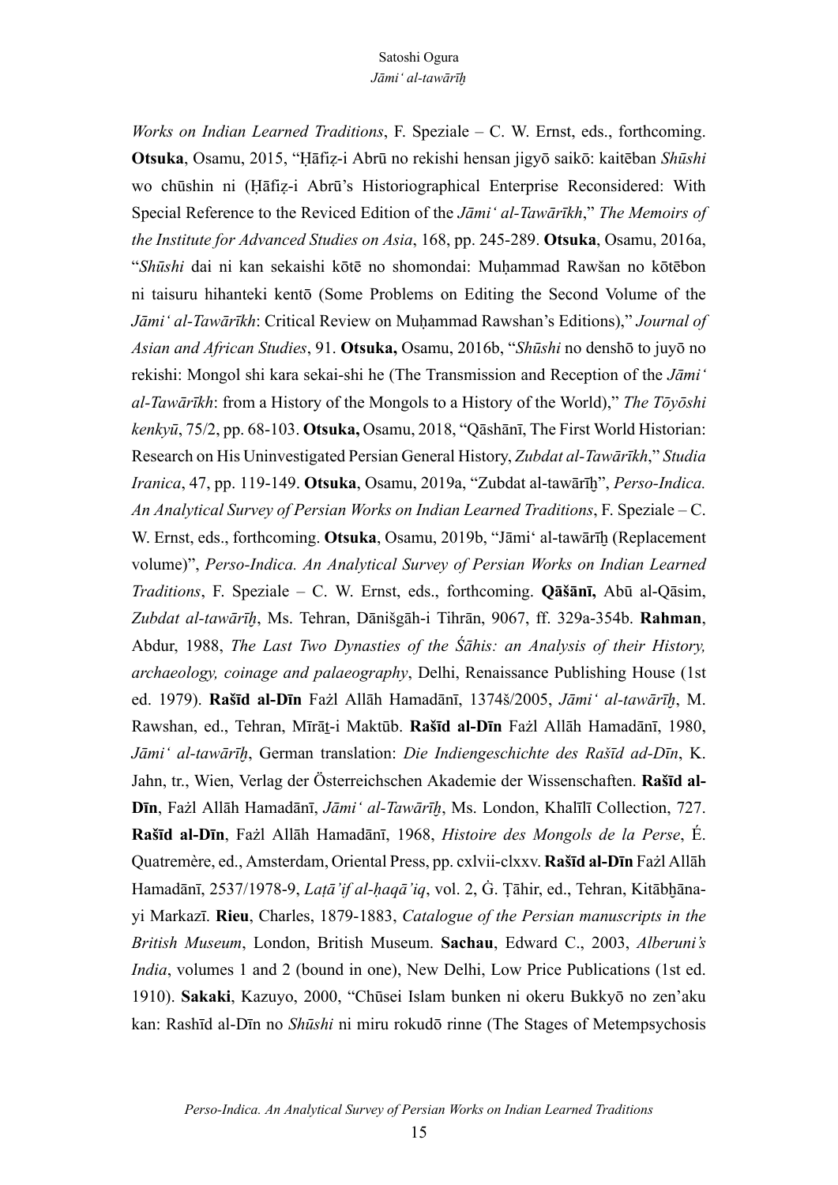*Works on Indian Learned Traditions*, F. Speziale – C. W. Ernst, eds., forthcoming. **Otsuka**, Osamu, 2015, "Ḥāfiẓ-i Abrū no rekishi hensan jigyō saikō: kaitēban *Shūshi* wo chūshin ni (Ḥāfiẓ-i Abrū's Historiographical Enterprise Reconsidered: With Special Reference to the Reviced Edition of the *Jāmi' al-Tawārīkh*," *The Memoirs of the Institute for Advanced Studies on Asia*, 168, pp. 245-289. **Otsuka**, Osamu, 2016a, "*Shūshi* dai ni kan sekaishi kōtē no shomondai: Muḥammad Rawšan no kōtēbon ni taisuru hihanteki kentō (Some Problems on Editing the Second Volume of the *Jāmi' al-Tawārīkh*: Critical Review on Muḥammad Rawshan's Editions)," *Journal of Asian and African Studies*, 91. **Otsuka,** Osamu, 2016b, "*Shūshi* no denshō to juyō no rekishi: Mongol shi kara sekai-shi he (The Transmission and Reception of the *Jāmi' al-Tawārīkh*: from a History of the Mongols to a History of the World)," *The Tōyōshi kenkyū*, 75/2, pp. 68-103. **Otsuka,** Osamu, 2018, "Qāshānī, The First World Historian: Research on His Uninvestigated Persian General History, *Zubdat al-Tawārīkh*," *Studia Iranica*, 47, pp. 119-149. **Otsuka**, Osamu, 2019a, "Zubdat al-tawārīḫ", *Perso-Indica. An Analytical Survey of Persian Works on Indian Learned Traditions*, F. Speziale – C. W. Ernst, eds., forthcoming. **Otsuka**, Osamu, 2019b, "Jāmi' al-tawārīḫ (Replacement volume)", *Perso-Indica. An Analytical Survey of Persian Works on Indian Learned Traditions*, F. Speziale – C. W. Ernst, eds., forthcoming. **Qāšānī,** Abū al-Qāsim, *Zubdat al-tawārīḫ*, Ms. Tehran, Dānišgāh-i Tihrān, 9067, ff. 329a-354b. **Rahman**, Abdur, 1988, *The Last Two Dynasties of the Śāhis: an Analysis of their History, archaeology, coinage and palaeography*, Delhi, Renaissance Publishing House (1st ed. 1979). **Rašīd al-Dīn** Fażl Allāh Hamadānī, 1374š/2005, *Jāmi' al-tawārīḫ*, M. Rawshan, ed., Tehran, Mīrāṯ-i Maktūb. **Rašīd al-Dīn** Fażl Allāh Hamadānī, 1980, *Jāmi' al-tawārīḫ*, German translation: *Die Indiengeschichte des Rašīd ad-Dīn*, K. Jahn, tr., Wien, Verlag der Österreichschen Akademie der Wissenschaften. **Rašīd al-Dīn**, Fażl Allāh Hamadānī, *Jāmi' al-Tawārīḫ*, Ms. London, Khalīlī Collection, 727. **Rašīd al-Dīn**, Fażl Allāh Hamadānī, 1968, *Histoire des Mongols de la Perse*, É. Quatremère, ed., Amsterdam, Oriental Press, pp. cxlvii-clxxv. **Rašīd al-Dīn** Fażl Allāh Hamadānī, 2537/1978-9, *Laṭā'if al-ḥaqā'iq*, vol. 2, Ġ. Ṭāhir, ed., Tehran, Kitābḫāna-yi Markazī. **Rieu**, Charles, 1879-1883, *Catalogue of the Persian manuscripts in the British Museum*, London, British Museum. **Sachau**, Edward C., 2003, *Alberuni's India*, volumes 1 and 2 (bound in one), New Delhi, Low Price Publications (1st ed. 1910). **Sakaki**, Kazuyo, 2000, "Chūsei Islam bunken ni okeru Bukkyō no zen'aku kan: Rashīd al-Dīn no *Shūshi* ni miru rokudō rinne (The Stages of Metempsychosis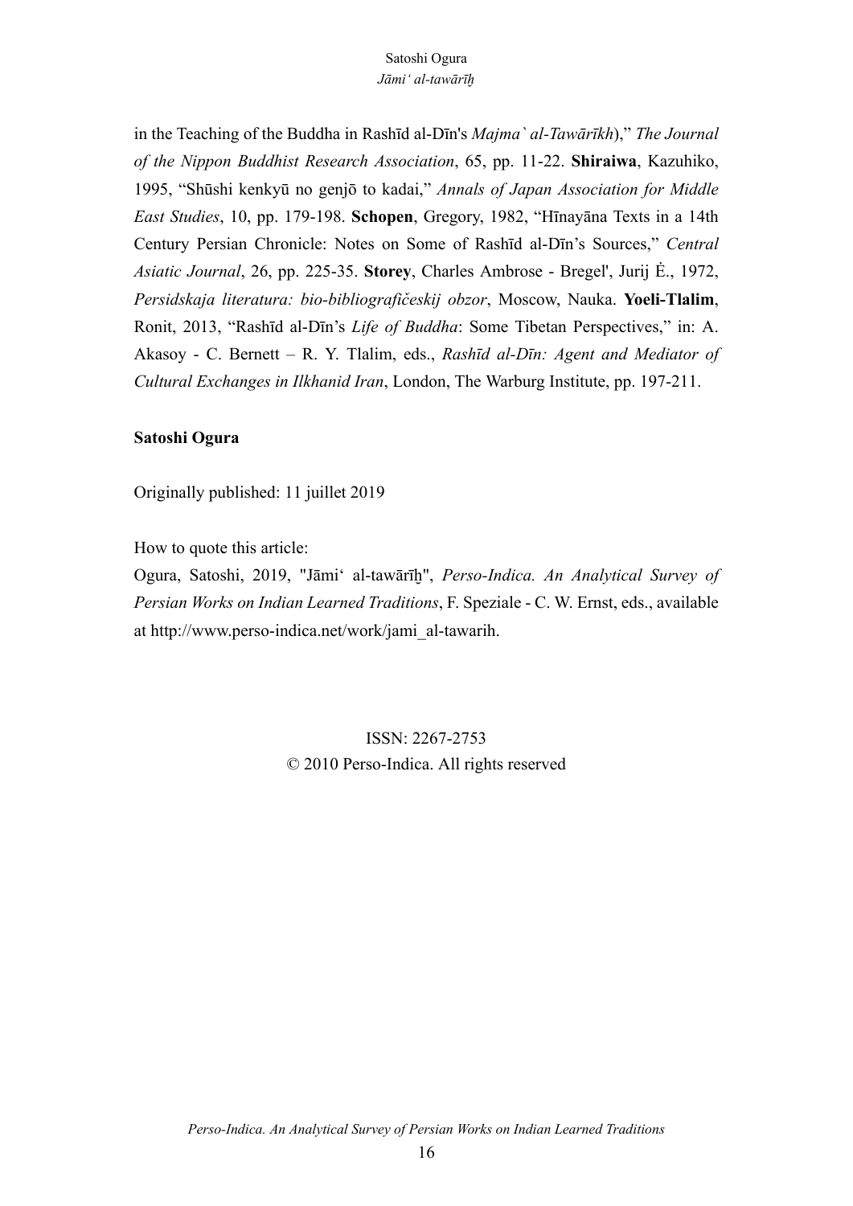in the Teaching of the Buddha in Rashīd al-Dīn's *Majma` al-Tawārīkh*)," *The Journal of the Nippon Buddhist Research Association*, 65, pp. 11-22. **Shiraiwa**, Kazuhiko, 1995, "Shūshi kenkyū no genjō to kadai," *Annals of Japan Association for Middle East Studies*, 10, pp. 179-198. **Schopen**, Gregory, 1982, "Hīnayāna Texts in a 14th Century Persian Chronicle: Notes on Some of Rashīd al-Dīn's Sources," *Central Asiatic Journal*, 26, pp. 225-35. **Storey**, Charles Ambrose - Bregel', Jurij Ė., 1972, *Persidskaja literatura: bio-bibliografičeskij obzor*, Moscow, Nauka. **Yoeli-Tlalim**, Ronit, 2013, "Rashīd al-Dīn's *Life of Buddha*: Some Tibetan Perspectives," in: A. Akasoy - C. Bernett – R. Y. Tlalim, eds., *Rashīd al-Dīn: Agent and Mediator of Cultural Exchanges in Ilkhanid Iran*, London, The Warburg Institute, pp. 197-211.

**Satoshi Ogura**

Originally published: 11 juillet 2019

How to quote this article:
Ogura, Satoshi, 2019, "Jāmi' al-tawārīḫ", *Perso-Indica. An Analytical Survey of Persian Works on Indian Learned Traditions*, F. Speziale - C. W. Ernst, eds., available at http://www.perso-indica.net/work/jami_al-tawarih.

ISSN: 2267-2753
© 2010 Perso-Indica. All rights reserved